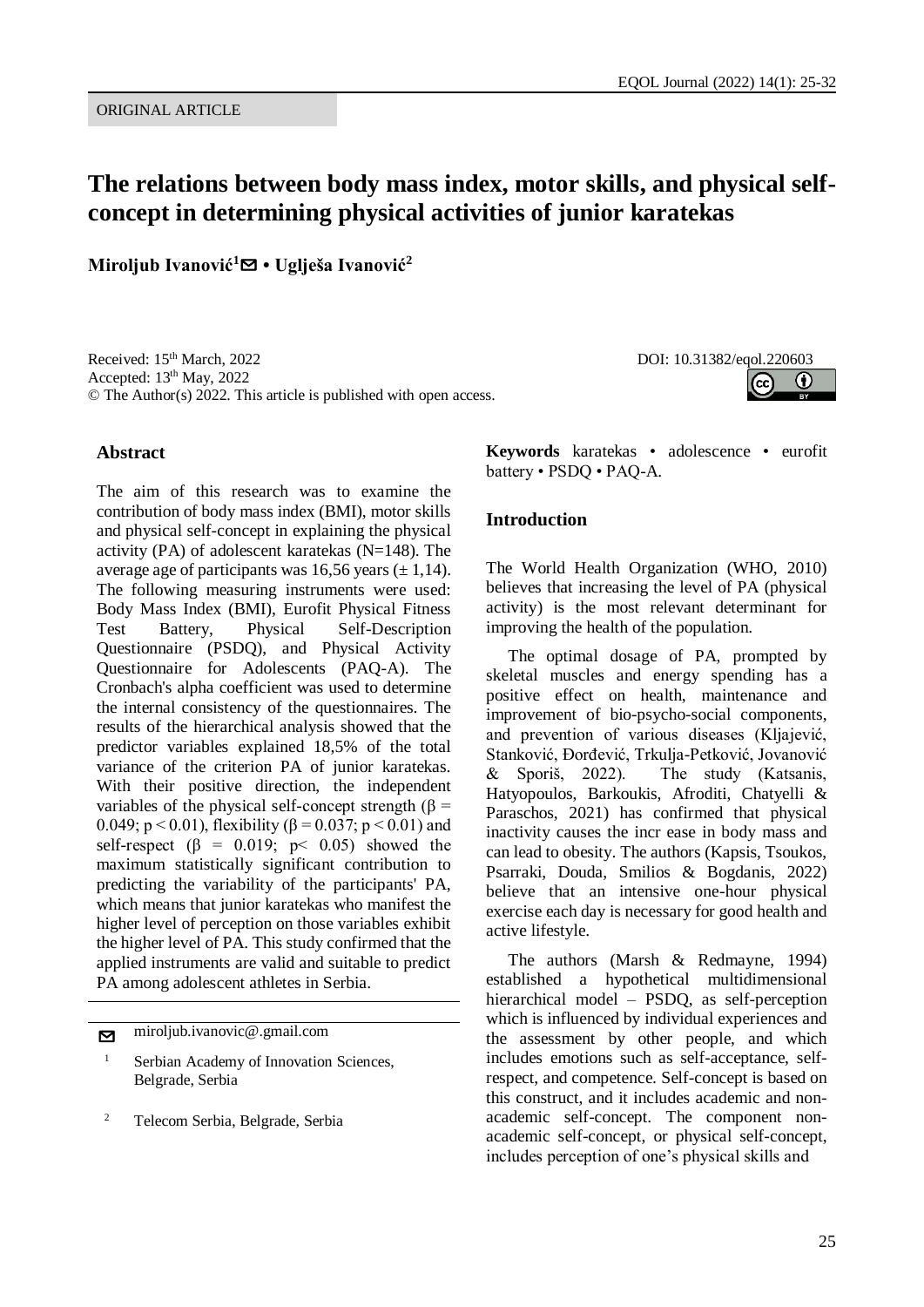ORIGINAL ARTICLE

# The relations between body mass index, motor skills, and physical self-concept in determining physical activities of junior karatekas

**Miroljub Ivanović[1] • Uglješa Ivanović[2]**

Received: 15th March, 2022
Accepted: 13th May, 2022
© The Author(s) 2022. This article is published with open access.

DOI: 10.31382/eqol.220603

## Abstract

The aim of this research was to examine the contribution of body mass index (BMI), motor skills and physical self-concept in explaining the physical activity (PA) of adolescent karatekas (N=148). The average age of participants was 16,56 years (± 1,14). The following measuring instruments were used: Body Mass Index (BMI), Eurofit Physical Fitness Test Battery, Physical Self-Description Questionnaire (PSDQ), and Physical Activity Questionnaire for Adolescents (PAQ-A). The Cronbach's alpha coefficient was used to determine the internal consistency of the questionnaires. The results of the hierarchical analysis showed that the predictor variables explained 18,5% of the total variance of the criterion PA of junior karatekas. With their positive direction, the independent variables of the physical self-concept strength ($\beta = 0.049$; $p < 0.01$), flexibility ($\beta = 0.037$; $p < 0.01$) and self-respect ($\beta = 0.019$; $p < 0.05$) showed the maximum statistically significant contribution to predicting the variability of the participants' PA, which means that junior karatekas who manifest the higher level of perception on those variables exhibit the higher level of PA. This study confirmed that the applied instruments are valid and suitable to predict PA among adolescent athletes in Serbia.

miroljub.ivanovic@.gmail.com

[1] Serbian Academy of Innovation Sciences, Belgrade, Serbia

[2] Telecom Serbia, Belgrade, Serbia

**Keywords** karatekas • adolescence • eurofit battery • PSDQ • PAQ-A.

## Introduction

The World Health Organization (WHO, 2010) believes that increasing the level of PA (physical activity) is the most relevant determinant for improving the health of the population.

The optimal dosage of PA, prompted by skeletal muscles and energy spending has a positive effect on health, maintenance and improvement of bio-psycho-social components, and prevention of various diseases (Kljajević, Stanković, Đorđević, Trkulja-Petković, Jovanović & Sporiš, 2022). The study (Katsanis, Hatyopoulos, Barkoukis, Afroditi, Chatyelli & Paraschos, 2021) has confirmed that physical inactivity causes the incr ease in body mass and can lead to obesity. The authors (Kapsis, Tsoukos, Psarraki, Douda, Smilios & Bogdanis, 2022) believe that an intensive one-hour physical exercise each day is necessary for good health and active lifestyle.

The authors (Marsh & Redmayne, 1994) established a hypothetical multidimensional hierarchical model – PSDQ, as self-perception which is influenced by individual experiences and the assessment by other people, and which includes emotions such as self-acceptance, self-respect, and competence. Self-concept is based on this construct, and it includes academic and non-academic self-concept. The component non-academic self-concept, or physical self-concept, includes perception of one's physical skills and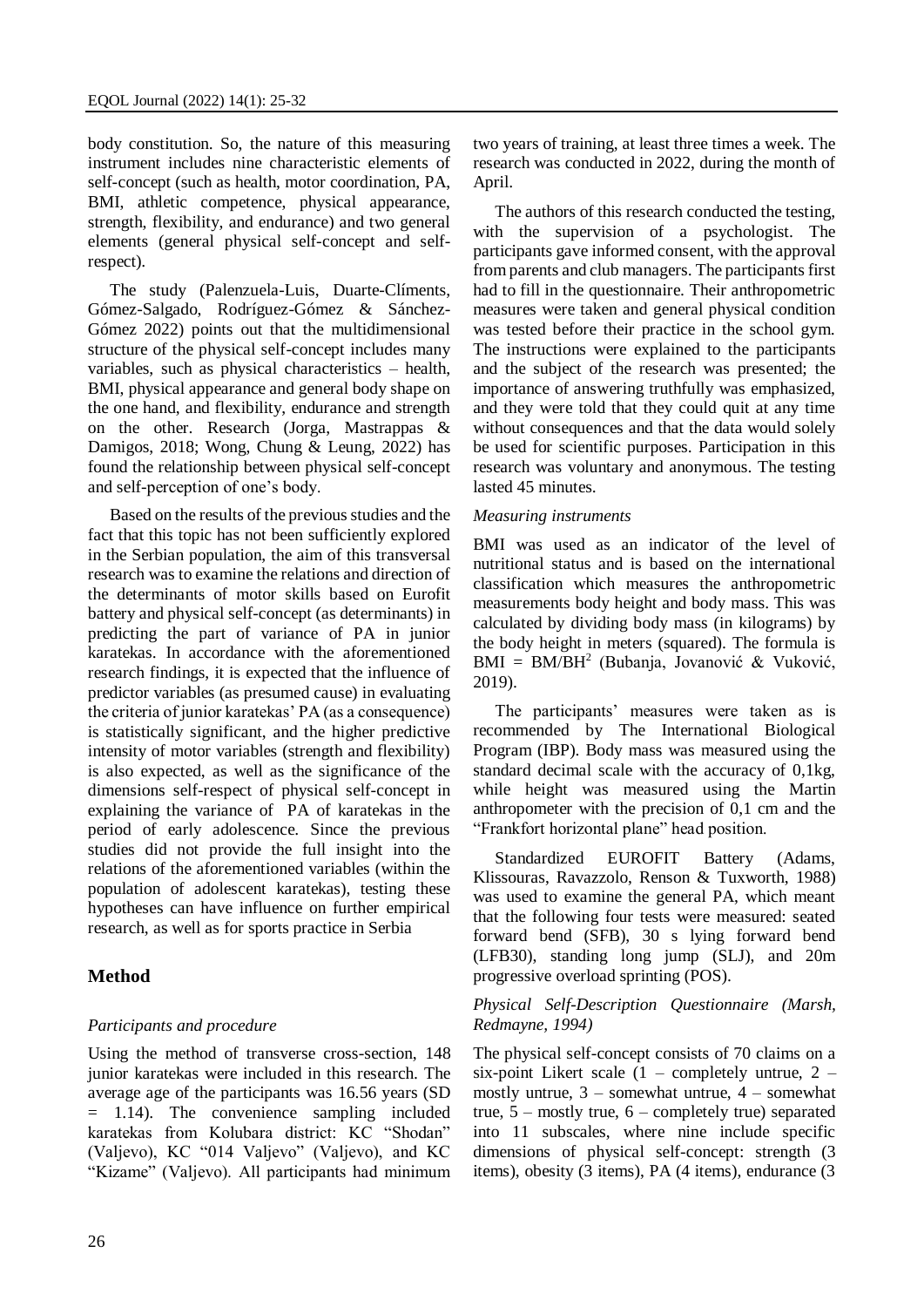body constitution. So, the nature of this measuring instrument includes nine characteristic elements of self-concept (such as health, motor coordination, PA, BMI, athletic competence, physical appearance, strength, flexibility, and endurance) and two general elements (general physical self-concept and self-respect).

The study (Palenzuela-Luis, Duarte-Clíments, Gómez-Salgado, Rodríguez-Gómez & Sánchez-Gómez 2022) points out that the multidimensional structure of the physical self-concept includes many variables, such as physical characteristics – health, BMI, physical appearance and general body shape on the one hand, and flexibility, endurance and strength on the other. Research (Jorga, Mastrappas & Damigos, 2018; Wong, Chung & Leung, 2022) has found the relationship between physical self-concept and self-perception of one's body.

Based on the results of the previous studies and the fact that this topic has not been sufficiently explored in the Serbian population, the aim of this transversal research was to examine the relations and direction of the determinants of motor skills based on Eurofit battery and physical self-concept (as determinants) in predicting the part of variance of PA in junior karatekas. In accordance with the aforementioned research findings, it is expected that the influence of predictor variables (as presumed cause) in evaluating the criteria of junior karatekas' PA (as a consequence) is statistically significant, and the higher predictive intensity of motor variables (strength and flexibility) is also expected, as well as the significance of the dimensions self-respect of physical self-concept in explaining the variance of PA of karatekas in the period of early adolescence. Since the previous studies did not provide the full insight into the relations of the aforementioned variables (within the population of adolescent karatekas), testing these hypotheses can have influence on further empirical research, as well as for sports practice in Serbia

## Method

### *Participants and procedure*

Using the method of transverse cross-section, 148 junior karatekas were included in this research. The average age of the participants was 16.56 years (SD = 1.14). The convenience sampling included karatekas from Kolubara district: KC "Shodan" (Valjevo), KC "014 Valjevo" (Valjevo), and KC "Kizame" (Valjevo). All participants had minimum two years of training, at least three times a week. The research was conducted in 2022, during the month of April.

The authors of this research conducted the testing, with the supervision of a psychologist. The participants gave informed consent, with the approval from parents and club managers. The participants first had to fill in the questionnaire. Their anthropometric measures were taken and general physical condition was tested before their practice in the school gym. The instructions were explained to the participants and the subject of the research was presented; the importance of answering truthfully was emphasized, and they were told that they could quit at any time without consequences and that the data would solely be used for scientific purposes. Participation in this research was voluntary and anonymous. The testing lasted 45 minutes.

### *Measuring instruments*

BMI was used as an indicator of the level of nutritional status and is based on the international classification which measures the anthropometric measurements body height and body mass. This was calculated by dividing body mass (in kilograms) by the body height in meters (squared). The formula is $BMI = BM/BH^2$ (Bubanja, Jovanović & Vuković, 2019).

The participants' measures were taken as is recommended by The International Biological Program (IBP). Body mass was measured using the standard decimal scale with the accuracy of 0,1kg, while height was measured using the Martin anthropometer with the precision of 0,1 cm and the "Frankfort horizontal plane" head position.

Standardized EUROFIT Battery (Adams, Klissouras, Ravazzolo, Renson & Tuxworth, 1988) was used to examine the general PA, which meant that the following four tests were measured: seated forward bend (SFB), 30 s lying forward bend (LFB30), standing long jump (SLJ), and 20m progressive overload sprinting (POS).

### *Physical Self-Description Questionnaire (Marsh, Redmayne, 1994)*

The physical self-concept consists of 70 claims on a six-point Likert scale (1 – completely untrue, 2 – mostly untrue, 3 – somewhat untrue, 4 – somewhat true, 5 – mostly true, 6 – completely true) separated into 11 subscales, where nine include specific dimensions of physical self-concept: strength (3 items), obesity (3 items), PA (4 items), endurance (3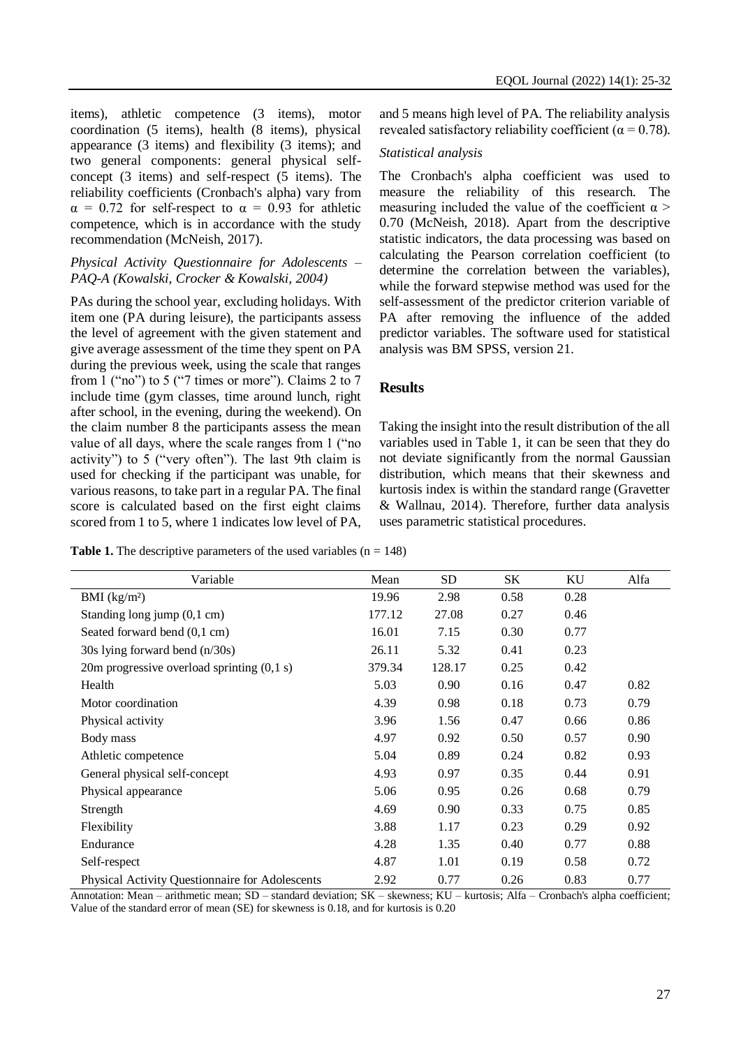items), athletic competence (3 items), motor coordination (5 items), health (8 items), physical appearance (3 items) and flexibility (3 items); and two general components: general physical self-concept (3 items) and self-respect (5 items). The reliability coefficients (Cronbach's alpha) vary from $\alpha = 0.72$ for self-respect to $\alpha = 0.93$ for athletic competence, which is in accordance with the study recommendation (McNeish, 2017).

*Physical Activity Questionnaire for Adolescents – PAQ-A (Kowalski, Crocker & Kowalski, 2004)*

PAs during the school year, excluding holidays. With item one (PA during leisure), the participants assess the level of agreement with the given statement and give average assessment of the time they spent on PA during the previous week, using the scale that ranges from 1 ("no") to 5 ("7 times or more"). Claims 2 to 7 include time (gym classes, time around lunch, right after school, in the evening, during the weekend). On the claim number 8 the participants assess the mean value of all days, where the scale ranges from 1 ("no activity") to 5 ("very often"). The last 9th claim is used for checking if the participant was unable, for various reasons, to take part in a regular PA. The final score is calculated based on the first eight claims scored from 1 to 5, where 1 indicates low level of PA, and 5 means high level of PA. The reliability analysis revealed satisfactory reliability coefficient ($\alpha = 0.78$).

*Statistical analysis*

The Cronbach's alpha coefficient was used to measure the reliability of this research. The measuring included the value of the coefficient $\alpha > 0.70$ (McNeish, 2018). Apart from the descriptive statistic indicators, the data processing was based on calculating the Pearson correlation coefficient (to determine the correlation between the variables), while the forward stepwise method was used for the self-assessment of the predictor criterion variable of PA after removing the influence of the added predictor variables. The software used for statistical analysis was BM SPSS, version 21.

## Results

Taking the insight into the result distribution of the all variables used in Table 1, it can be seen that they do not deviate significantly from the normal Gaussian distribution, which means that their skewness and kurtosis index is within the standard range (Gravetter & Wallnau, 2014). Therefore, further data analysis uses parametric statistical procedures.

**Table 1.** The descriptive parameters of the used variables (n = 148)

| Variable | Mean | SD | SK | KU | Alfa |
|---|---|---|---|---|---|
| BMI (kg/m²) | 19.96 | 2.98 | 0.58 | 0.28 | |
| Standing long jump (0,1 cm) | 177.12 | 27.08 | 0.27 | 0.46 | |
| Seated forward bend (0,1 cm) | 16.01 | 7.15 | 0.30 | 0.77 | |
| 30s lying forward bend (n/30s) | 26.11 | 5.32 | 0.41 | 0.23 | |
| 20m progressive overload sprinting (0,1 s) | 379.34 | 128.17 | 0.25 | 0.42 | |
| Health | 5.03 | 0.90 | 0.16 | 0.47 | 0.82 |
| Motor coordination | 4.39 | 0.98 | 0.18 | 0.73 | 0.79 |
| Physical activity | 3.96 | 1.56 | 0.47 | 0.66 | 0.86 |
| Body mass | 4.97 | 0.92 | 0.50 | 0.57 | 0.90 |
| Athletic competence | 5.04 | 0.89 | 0.24 | 0.82 | 0.93 |
| General physical self-concept | 4.93 | 0.97 | 0.35 | 0.44 | 0.91 |
| Physical appearance | 5.06 | 0.95 | 0.26 | 0.68 | 0.79 |
| Strength | 4.69 | 0.90 | 0.33 | 0.75 | 0.85 |
| Flexibility | 3.88 | 1.17 | 0.23 | 0.29 | 0.92 |
| Endurance | 4.28 | 1.35 | 0.40 | 0.77 | 0.88 |
| Self-respect | 4.87 | 1.01 | 0.19 | 0.58 | 0.72 |
| Physical Activity Questionnaire for Adolescents | 2.92 | 0.77 | 0.26 | 0.83 | 0.77 |

Annotation: Mean – arithmetic mean; SD – standard deviation; SK – skewness; KU – kurtosis; Alfa – Cronbach's alpha coefficient; Value of the standard error of mean (SE) for skewness is 0.18, and for kurtosis is 0.20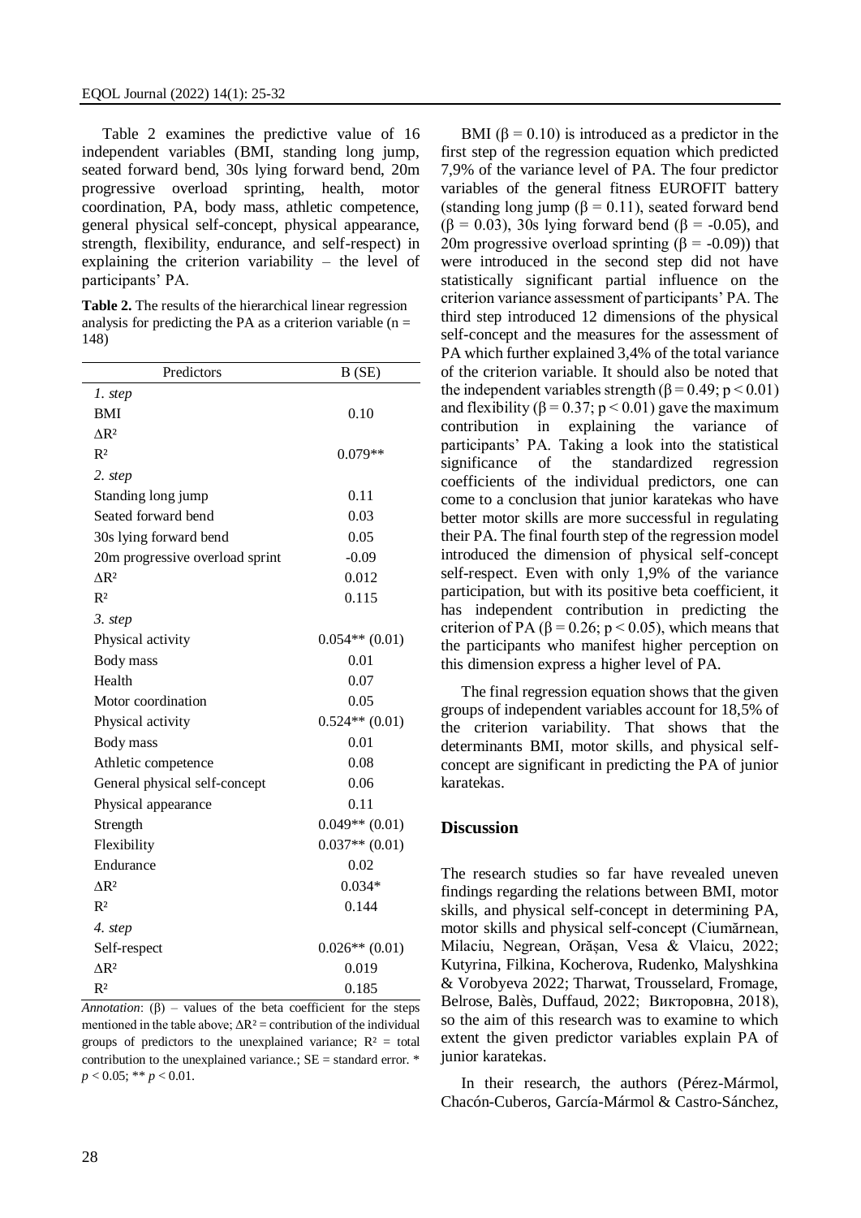Table 2 examines the predictive value of 16 independent variables (BMI, standing long jump, seated forward bend, 30s lying forward bend, 20m progressive overload sprinting, health, motor coordination, PA, body mass, athletic competence, general physical self-concept, physical appearance, strength, flexibility, endurance, and self-respect) in explaining the criterion variability – the level of participants' PA.

**Table 2.** The results of the hierarchical linear regression analysis for predicting the PA as a criterion variable ($n = 148$)

| Predictors | B (SE) |
|---|---|
| *1. step* | |
| BMI | 0.10 |
| $\Delta R^2$ | |
| $R^2$ | 0.079** |
| *2. step* | |
| Standing long jump | 0.11 |
| Seated forward bend | 0.03 |
| 30s lying forward bend | 0.05 |
| 20m progressive overload sprint | -0.09 |
| $\Delta R^2$ | 0.012 |
| $R^2$ | 0.115 |
| *3. step* | |
| Physical activity | 0.054** (0.01) |
| Body mass | 0.01 |
| Health | 0.07 |
| Motor coordination | 0.05 |
| Physical activity | 0.524** (0.01) |
| Body mass | 0.01 |
| Athletic competence | 0.08 |
| General physical self-concept | 0.06 |
| Physical appearance | 0.11 |
| Strength | 0.049** (0.01) |
| Flexibility | 0.037** (0.01) |
| Endurance | 0.02 |
| $\Delta R^2$ | 0.034* |
| $R^2$ | 0.144 |
| *4. step* | |
| Self-respect | 0.026** (0.01) |
| $\Delta R^2$ | 0.019 |
| $R^2$ | 0.185 |

*Annotation*: (β) – values of the beta coefficient for the steps mentioned in the table above; $\Delta R^2$ = contribution of the individual groups of predictors to the unexplained variance; $R^2$ = total contribution to the unexplained variance.; SE = standard error. * $p < 0.05$; ** $p < 0.01$.

BMI ($\beta = 0.10$) is introduced as a predictor in the first step of the regression equation which predicted 7,9% of the variance level of PA. The four predictor variables of the general fitness EUROFIT battery (standing long jump ($\beta = 0.11$), seated forward bend ($\beta = 0.03$), 30s lying forward bend ($\beta = -0.05$), and 20m progressive overload sprinting ($\beta = -0.09$)) that were introduced in the second step did not have statistically significant partial influence on the criterion variance assessment of participants' PA. The third step introduced 12 dimensions of the physical self-concept and the measures for the assessment of PA which further explained 3,4% of the total variance of the criterion variable. It should also be noted that the independent variables strength ($\beta = 0.49$; $p < 0.01$) and flexibility ($\beta = 0.37$; $p < 0.01$) gave the maximum contribution in explaining the variance of participants' PA. Taking a look into the statistical significance of the standardized regression coefficients of the individual predictors, one can come to a conclusion that junior karatekas who have better motor skills are more successful in regulating their PA. The final fourth step of the regression model introduced the dimension of physical self-concept self-respect. Even with only 1,9% of the variance participation, but with its positive beta coefficient, it has independent contribution in predicting the criterion of PA ($\beta = 0.26$; $p < 0.05$), which means that the participants who manifest higher perception on this dimension express a higher level of PA.

The final regression equation shows that the given groups of independent variables account for 18,5% of the criterion variability. That shows that the determinants BMI, motor skills, and physical self-concept are significant in predicting the PA of junior karatekas.

## Discussion

The research studies so far have revealed uneven findings regarding the relations between BMI, motor skills, and physical self-concept in determining PA, motor skills and physical self-concept (Ciumărnean, Milaciu, Negrean, Orășan, Vesa & Vlaicu, 2022; Kutyrina, Filkina, Kocherova, Rudenko, Malyshkina & Vorobyeva 2022; Tharwat, Trousselard, Fromage, Belrose, Balès, Duffaud, 2022; Викторовна, 2018), so the aim of this research was to examine to which extent the given predictor variables explain PA of junior karatekas.

In their research, the authors (Pérez-Mármol, Chacón-Cuberos, García-Mármol & Castro-Sánchez,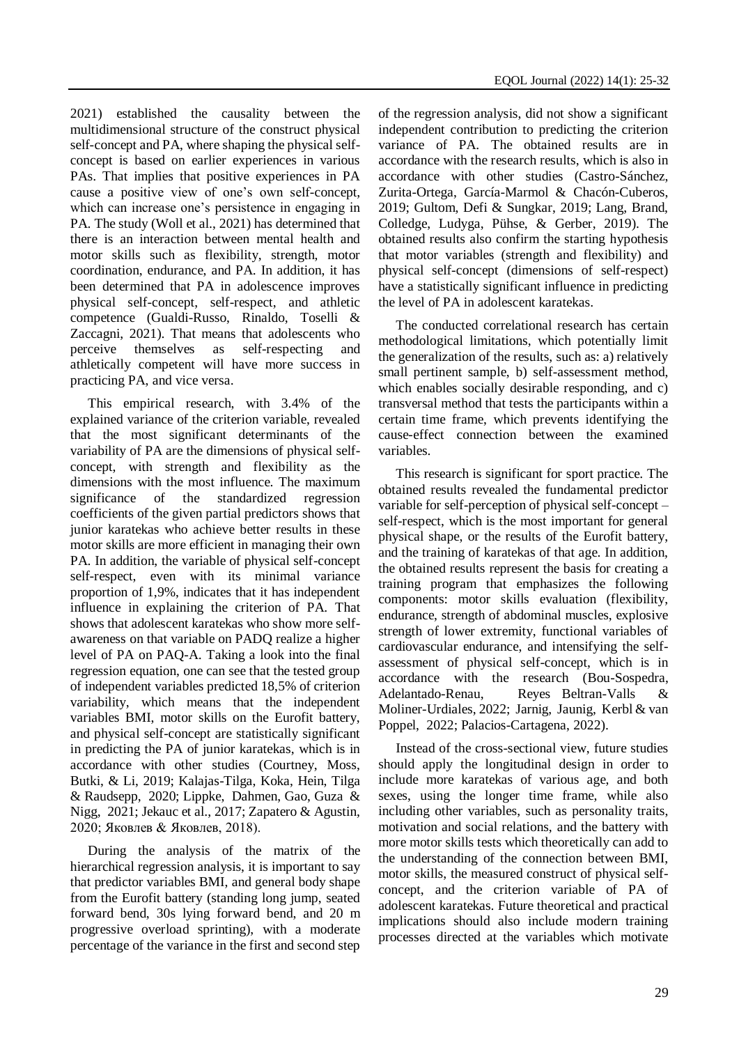2021) established the causality between the multidimensional structure of the construct physical self-concept and PA, where shaping the physical self-concept is based on earlier experiences in various PAs. That implies that positive experiences in PA cause a positive view of one's own self-concept, which can increase one's persistence in engaging in PA. The study (Woll et al., 2021) has determined that there is an interaction between mental health and motor skills such as flexibility, strength, motor coordination, endurance, and PA. In addition, it has been determined that PA in adolescence improves physical self-concept, self-respect, and athletic competence (Gualdi-Russo, Rinaldo, Toselli & Zaccagni, 2021). That means that adolescents who perceive themselves as self-respecting and athletically competent will have more success in practicing PA, and vice versa.

This empirical research, with 3.4% of the explained variance of the criterion variable, revealed that the most significant determinants of the variability of PA are the dimensions of physical self-concept, with strength and flexibility as the dimensions with the most influence. The maximum significance of the standardized regression coefficients of the given partial predictors shows that junior karatekas who achieve better results in these motor skills are more efficient in managing their own PA. In addition, the variable of physical self-concept self-respect, even with its minimal variance proportion of 1,9%, indicates that it has independent influence in explaining the criterion of PA. That shows that adolescent karatekas who show more self-awareness on that variable on PADQ realize a higher level of PA on PAQ-A. Taking a look into the final regression equation, one can see that the tested group of independent variables predicted 18,5% of criterion variability, which means that the independent variables BMI, motor skills on the Eurofit battery, and physical self-concept are statistically significant in predicting the PA of junior karatekas, which is in accordance with other studies (Courtney, Moss, Butki, & Li, 2019; Kalajas-Tilga, Koka, Hein, Tilga & Raudsepp, 2020; Lippke, Dahmen, Gao, Guza & Nigg, 2021; Jekauc et al., 2017; Zapatero & Agustin, 2020; Яковлев & Яковлев, 2018).

During the analysis of the matrix of the hierarchical regression analysis, it is important to say that predictor variables BMI, and general body shape from the Eurofit battery (standing long jump, seated forward bend, 30s lying forward bend, and 20 m progressive overload sprinting), with a moderate percentage of the variance in the first and second step of the regression analysis, did not show a significant independent contribution to predicting the criterion variance of PA. The obtained results are in accordance with the research results, which is also in accordance with other studies (Castro-Sánchez, Zurita-Ortega, García-Marmol & Chacón-Cuberos, 2019; Gultom, Defi & Sungkar, 2019; Lang, Brand, Colledge, Ludyga, Pühse, & Gerber, 2019). The obtained results also confirm the starting hypothesis that motor variables (strength and flexibility) and physical self-concept (dimensions of self-respect) have a statistically significant influence in predicting the level of PA in adolescent karatekas.

The conducted correlational research has certain methodological limitations, which potentially limit the generalization of the results, such as: a) relatively small pertinent sample, b) self-assessment method, which enables socially desirable responding, and c) transversal method that tests the participants within a certain time frame, which prevents identifying the cause-effect connection between the examined variables.

This research is significant for sport practice. The obtained results revealed the fundamental predictor variable for self-perception of physical self-concept – self-respect, which is the most important for general physical shape, or the results of the Eurofit battery, and the training of karatekas of that age. In addition, the obtained results represent the basis for creating a training program that emphasizes the following components: motor skills evaluation (flexibility, endurance, strength of abdominal muscles, explosive strength of lower extremity, functional variables of cardiovascular endurance, and intensifying the self-assessment of physical self-concept, which is in accordance with the research (Bou-Sospedra, Adelantado-Renau, Reyes Beltran-Valls & Moliner-Urdiales, 2022; Jarnig, Jaunig, Kerbl & van Poppel, 2022; Palacios-Cartagena, 2022).

Instead of the cross-sectional view, future studies should apply the longitudinal design in order to include more karatekas of various age, and both sexes, using the longer time frame, while also including other variables, such as personality traits, motivation and social relations, and the battery with more motor skills tests which theoretically can add to the understanding of the connection between BMI, motor skills, the measured construct of physical self-concept, and the criterion variable of PA of adolescent karatekas. Future theoretical and practical implications should also include modern training processes directed at the variables which motivate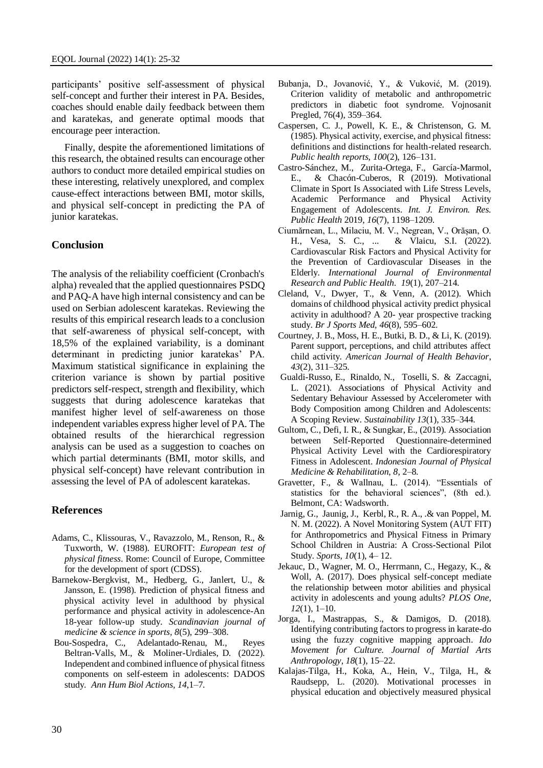participants' positive self-assessment of physical self-concept and further their interest in PA. Besides, coaches should enable daily feedback between them and karatekas, and generate optimal moods that encourage peer interaction.

Finally, despite the aforementioned limitations of this research, the obtained results can encourage other authors to conduct more detailed empirical studies on these interesting, relatively unexplored, and complex cause-effect interactions between BMI, motor skills, and physical self-concept in predicting the PA of junior karatekas.

## Conclusion

The analysis of the reliability coefficient (Cronbach's alpha) revealed that the applied questionnaires PSDQ and PAQ-A have high internal consistency and can be used on Serbian adolescent karatekas. Reviewing the results of this empirical research leads to a conclusion that self-awareness of physical self-concept, with 18,5% of the explained variability, is a dominant determinant in predicting junior karatekas' PA. Maximum statistical significance in explaining the criterion variance is shown by partial positive predictors self-respect, strength and flexibility, which suggests that during adolescence karatekas that manifest higher level of self-awareness on those independent variables express higher level of PA. The obtained results of the hierarchical regression analysis can be used as a suggestion to coaches on which partial determinants (BMI, motor skills, and physical self-concept) have relevant contribution in assessing the level of PA of adolescent karatekas.

## References

Adams, C., Klissouras, V., Ravazzolo, M., Renson, R., & Tuxworth, W. (1988). EUROFIT: *European test of physical fitness*. Rome: Council of Europe, Committee for the development of sport (CDSS).

Barnekow-Bergkvist, M., Hedberg, G., Janlert, U., & Jansson, E. (1998). Prediction of physical fitness and physical activity level in adulthood by physical performance and physical activity in adolescence-An 18-year follow-up study. *Scandinavian journal of medicine & science in sports*, *8*(5), 299–308.

Bou-Sospedra, C., Adelantado-Renau, M., Reyes Beltran-Valls, M., & Moliner-Urdiales, D. (2022). Independent and combined influence of physical fitness components on self-esteem in adolescents: DADOS study. *Ann Hum Biol Actions, 14*,1–7.

Bubanja, D., Jovanović, Y., & Vuković, M. (2019). Criterion validity of metabolic and anthropometric predictors in diabetic foot syndrome. Vojnosanit Pregled, 76(4), 359–364.

Caspersen, C. J., Powell, K. E., & Christenson, G. M. (1985). Physical activity, exercise, and physical fitness: definitions and distinctions for health-related research. *Public health reports, 100*(2), 126–131.

Castro-Sánchez, M., Zurita-Ortega, F., García-Marmol, E., & Chacón-Cuberos, R (2019). Motivational Climate in Sport Is Associated with Life Stress Levels, Academic Performance and Physical Activity Engagement of Adolescents. *Int. J. Environ. Res. Public Health* 2019, *16*(7), 1198–1209.

Ciumărnean, L., Milaciu, M. V., Negrean, V., Orășan, O. H., Vesa, S. C., ... & Vlaicu, S.I. (2022). Cardiovascular Risk Factors and Physical Activity for the Prevention of Cardiovascular Diseases in the Elderly. *International Journal of Environmental Research and Public Health. 19*(1), 207–214.

Cleland, V., Dwyer, T., & Venn, A. (2012). Which domains of childhood physical activity predict physical activity in adulthood? A 20- year prospective tracking study. *Br J Sports Med, 46*(8), 595–602.

Courtney, J. B., Moss, H. E., Butki, B. D., & Li, K. (2019). Parent support, perceptions, and child attributes affect child activity. *American Journal of Health Behavior, 43*(2), 311–325.

Gualdi-Russo, E., Rinaldo, N., Toselli, S. & Zaccagni, L. (2021). Associations of Physical Activity and Sedentary Behaviour Assessed by Accelerometer with Body Composition among Children and Adolescents: A Scoping Review. *Sustainability 13*(1), 335–344.

Gultom, C., Defi, I. R., & Sungkar, E., (2019). Association between Self-Reported Questionnaire-determined Physical Activity Level with the Cardiorespiratory Fitness in Adolescent. *Indonesian Journal of Physical Medicine & Rehabilitation, 8*, 2–8.

Gravetter, F., & Wallnau, L. (2014). "Essentials of statistics for the behavioral sciences", (8th ed.). Belmont, CA: Wadsworth.

Jarnig, G., Jaunig, J., Kerbl, R., R. A., .& van Poppel, M. N. M. (2022). A Novel Monitoring System (AUT FIT) for Anthropometrics and Physical Fitness in Primary School Children in Austria: A Cross-Sectional Pilot Study. *Sports, 10*(1), 4– 12.

Jekauc, D., Wagner, M. O., Herrmann, C., Hegazy, K., & Woll, A. (2017). Does physical self-concept mediate the relationship between motor abilities and physical activity in adolescents and young adults? *PLOS One, 12*(1), 1–10.

Jorga, I., Mastrappas, S., & Damigos, D. (2018). Identifying contributing factors to progress in karate-do using the fuzzy cognitive mapping approach. *Ido Movement for Culture. Journal of Martial Arts Anthropology, 18*(1), 15–22.

Kalajas-Tilga, H., Koka, A., Hein, V., Tilga, H., & Raudsepp, L. (2020). Motivational processes in physical education and objectively measured physical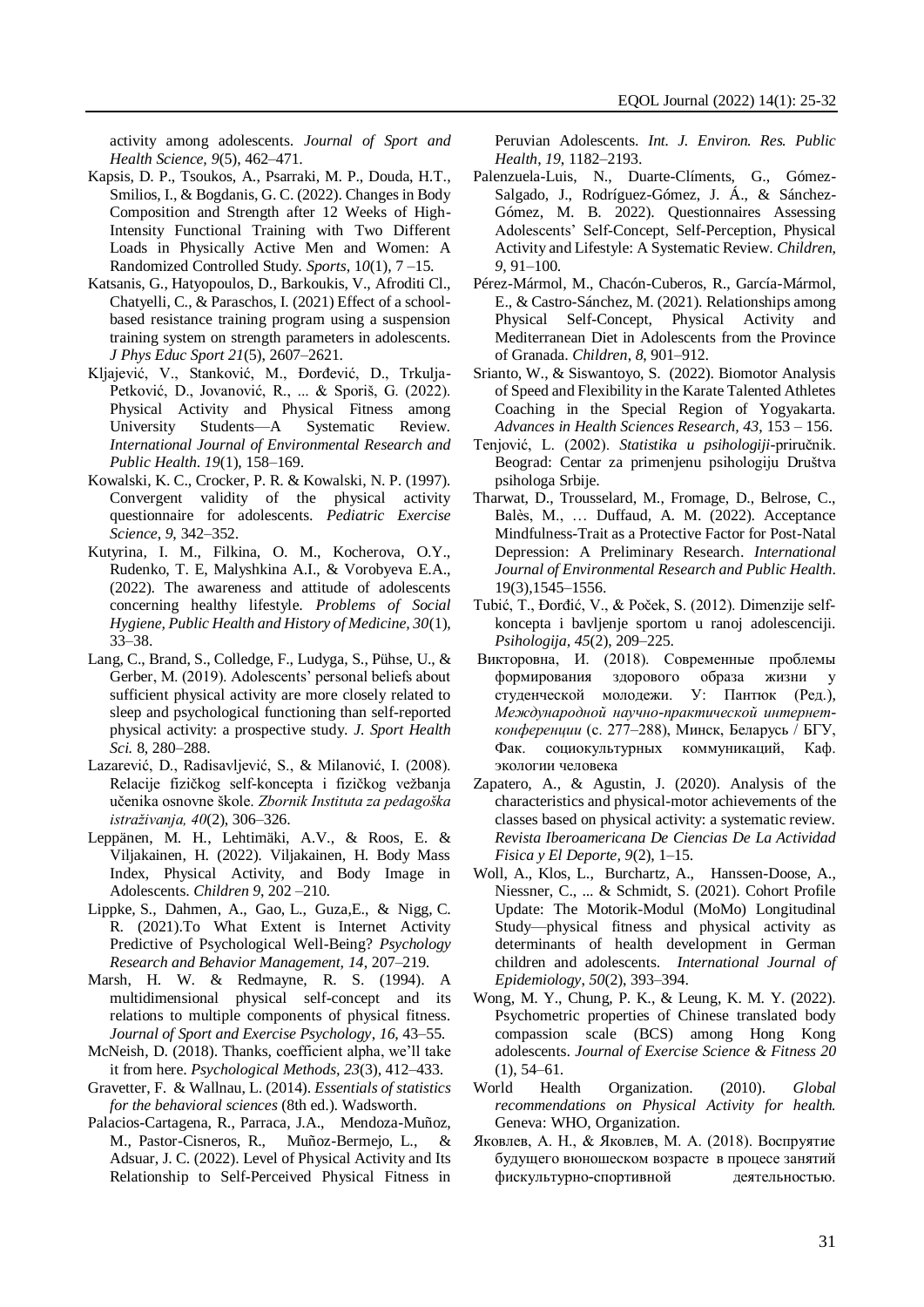activity among adolescents. *Journal of Sport and Health Science, 9*(5), 462–471.

Kapsis, D. P., Tsoukos, A., Psarraki, M. P., Douda, H.T., Smilios, I., & Bogdanis, G. C. (2022). Changes in Body Composition and Strength after 12 Weeks of High-Intensity Functional Training with Two Different Loads in Physically Active Men and Women: A Randomized Controlled Study. *Sports*, 1*0*(1), 7 –15.

Katsanis, G., Hatyopoulos, D., Barkoukis, V., Afroditi Cl., Chatyelli, C., & Paraschos, I. (2021) Effect of a school-based resistance training program using a suspension training system on strength parameters in adolescents. *J Phys Educ Sport 21*(5), 2607–2621.

Kljajević, V., Stanković, M., Đorđević, D., Trkulja-Petković, D., Jovanović, R., ... & Sporiš, G. (2022). Physical Activity and Physical Fitness among University Students—A Systematic Review. *International Journal of Environmental Research and Public Health*. *19*(1), 158–169.

Kowalski, K. C., Crocker, P. R. & Kowalski, N. P. (1997). Convergent validity of the physical activity questionnaire for adolescents. *Pediatric Exercise Science*, *9*, 342–352.

Kutyrina, I. M., Filkina, O. M., Kocherova, O.Y., Rudenko, T. E, Malyshkina A.I., & Vorobyeva E.A., (2022). The awareness and attitude of adolescents concerning healthy lifestyle. *Problems of Social Hygiene, Public Health and History of Medicine, 30*(1), 33–38.

Lang, C., Brand, S., Colledge, F., Ludyga, S., Pühse, U., & Gerber, M. (2019). Adolescents' personal beliefs about sufficient physical activity are more closely related to sleep and psychological functioning than self-reported physical activity: a prospective study. *J. Sport Health Sci.* 8, 280–288.

Lazarević, D., Radisavljević, S., & Milanović, I. (2008). Relacije fizičkog self-koncepta i fizičkog vežbanja učenika osnovne škole. *Zbornik Instituta za pedagoška istraživanja, 40*(2), 306–326.

Leppänen, M. H., Lehtimäki, A.V., & Roos, E. & Viljakainen, H. (2022). Viljakainen, H. Body Mass Index, Physical Activity, and Body Image in Adolescents. *Children 9*, 202 –210.

Lippke, S., Dahmen, A., Gao, L., Guza,E., & Nigg, C. R. (2021).To What Extent is Internet Activity Predictive of Psychological Well-Being? *Psychology Research and Behavior Management, 14*, 207–219.

Marsh, H. W. & Redmayne, R. S. (1994). A multidimensional physical self-concept and its relations to multiple components of physical fitness. *Journal of Sport and Exercise Psychology*, *16*, 43–55.

McNeish, D. (2018). Thanks, coefficient alpha, we'll take it from here. *Psychological Methods, 23*(3), 412–433.

Gravetter, F. & Wallnau, L. (2014). *Essentials of statistics for the behavioral sciences* (8th ed.). Wadsworth.

Palacios-Cartagena, R., Parraca, J.A., Mendoza-Muñoz, M., Pastor-Cisneros, R., Muñoz-Bermejo, L., & Adsuar, J. C. (2022). Level of Physical Activity and Its Relationship to Self-Perceived Physical Fitness in Peruvian Adolescents. *Int. J. Environ. Res. Public Health*, *19*, 1182–2193.

Palenzuela-Luis, N., Duarte-Clíments, G., Gómez-Salgado, J., Rodríguez-Gómez, J. Á., & Sánchez-Gómez, M. B. 2022). Questionnaires Assessing Adolescents' Self-Concept, Self-Perception, Physical Activity and Lifestyle: A Systematic Review. *Children*, *9*, 91–100.

Pérez-Mármol, M., Chacón-Cuberos, R., García-Mármol, E., & Castro-Sánchez, M. (2021). Relationships among Physical Self-Concept, Physical Activity and Mediterranean Diet in Adolescents from the Province of Granada. *Children*, *8*, 901–912.

Srianto, W., & Siswantoyo, S. (2022). Biomotor Analysis of Speed and Flexibility in the Karate Talented Athletes Coaching in the Special Region of Yogyakarta. *Advances in Health Sciences Research, 43*, 153 – 156.

Tenjović, L. (2002). *Statistika u psihologiji*-priručnik. Beograd: Centar za primenjenu psihologiju Društva psihologa Srbije.

Tharwat, D., Trousselard, M., Fromage, D., Belrose, C., Balès, M., … Duffaud, A. M. (2022). Acceptance Mindfulness-Trait as a Protective Factor for Post-Natal Depression: A Preliminary Research. *International Journal of Environmental Research and Public Health*. 19(3),1545–1556.

Tubić, T., Đorđić, V., & Poček, S. (2012). Dimenzije self-koncepta i bavljenje sportom u ranoj adolescenciji. *Psihologija, 45*(2), 209–225.

Викторовна, И. (2018). Современные проблемы формирования здорового образа жизни у студенческой молодежи. У: Пантюк (Ред.), *Международной научно-практической интернет-конференции* (с. 277–288), Минск, Беларусь / БГУ, Фак. социокультурных коммуникаций, Каф. экологии человека

Zapatero, A., & Agustin, J. (2020). Analysis of the characteristics and physical-motor achievements of the classes based on physical activity: a systematic review. *Revista Iberoamericana De Ciencias De La Actividad Fisica y El Deporte, 9*(2), 1–15.

Woll, A., Klos, L., Burchartz, A., Hanssen-Doose, A., Niessner, C., ... & Schmidt, S. (2021). Cohort Profile Update: The Motorik-Modul (MoMo) Longitudinal Study—physical fitness and physical activity as determinants of health development in German children and adolescents. *International Journal of Epidemiology*, *50*(2), 393–394.

Wong, M. Y., Chung, P. K., & Leung, K. M. Y. (2022). Psychometric properties of Chinese translated body compassion scale (BCS) among Hong Kong adolescents. *Journal of Exercise Science & Fitness 20* (1), 54–61.

World Health Organization. (2010). *Global recommendations on Physical Activity for health.* Geneva: WHO, Organization.

Яковлев, А. Н., & Яковлев, М. А. (2018). Воспруятие будущего вюношеском возрасте в процессе занятий фискультурно-спортивной деятельностью.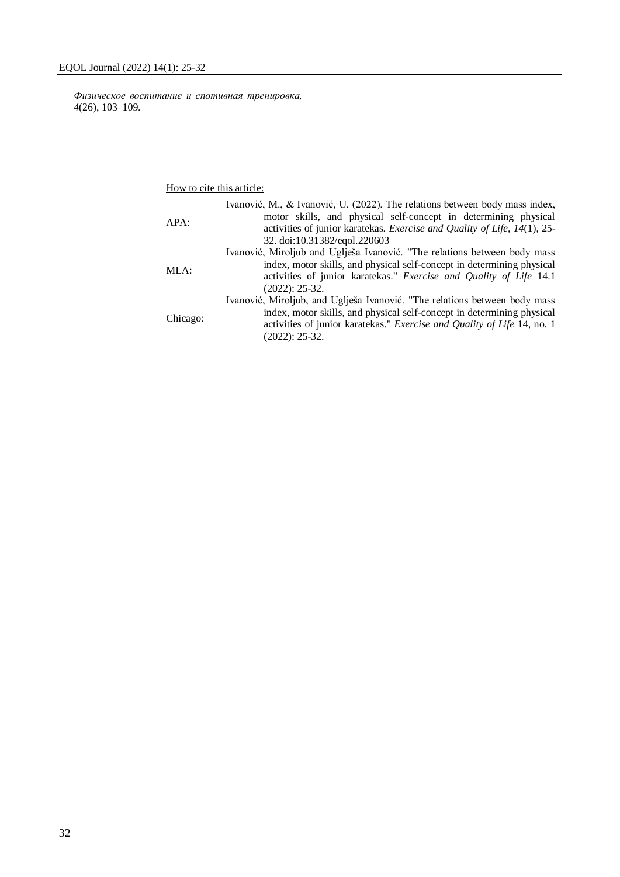*Физическое воспитание и спотивная тренировка, 4*(26), 103–109.

How to cite this article:

| | |
|---|---|
| APA: | Ivanović, M., & Ivanović, U. (2022). The relations between body mass index, motor skills, and physical self-concept in determining physical activities of junior karatekas. *Exercise and Quality of Life, 14*(1), 25-32. doi:10.31382/eqol.220603 |
| MLA: | Ivanović, Miroljub and Uglješa Ivanović. "The relations between body mass index, motor skills, and physical self-concept in determining physical activities of junior karatekas." *Exercise and Quality of Life* 14.1 (2022): 25-32. |
| Chicago: | Ivanović, Miroljub, and Uglješa Ivanović. "The relations between body mass index, motor skills, and physical self-concept in determining physical activities of junior karatekas." *Exercise and Quality of Life* 14, no. 1 (2022): 25-32. |